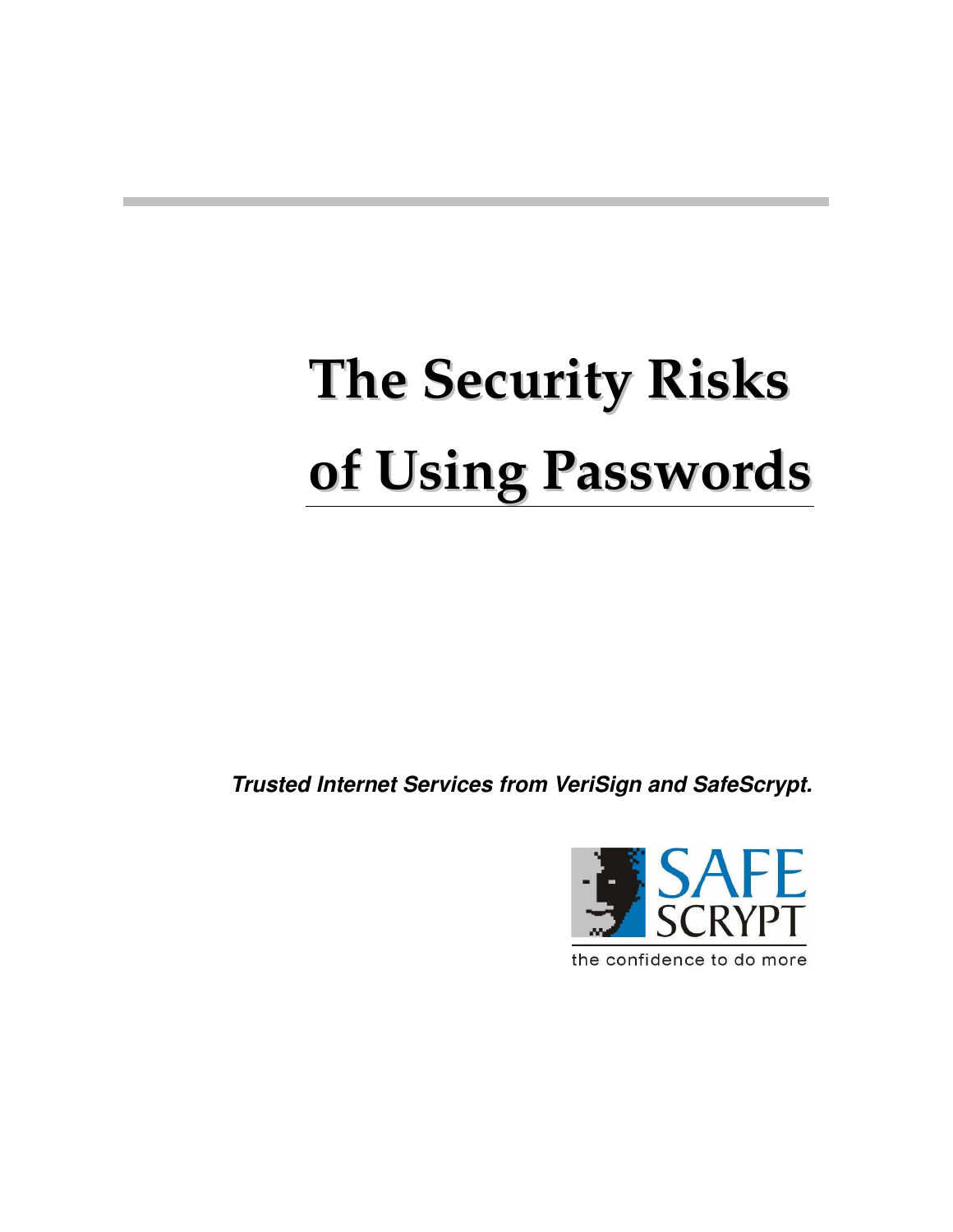# The Security Risks of Using Passwords

***Trusted Internet Services from VeriSign and SafeScrypt.***

SAFE SCRYPT

the confidence to do more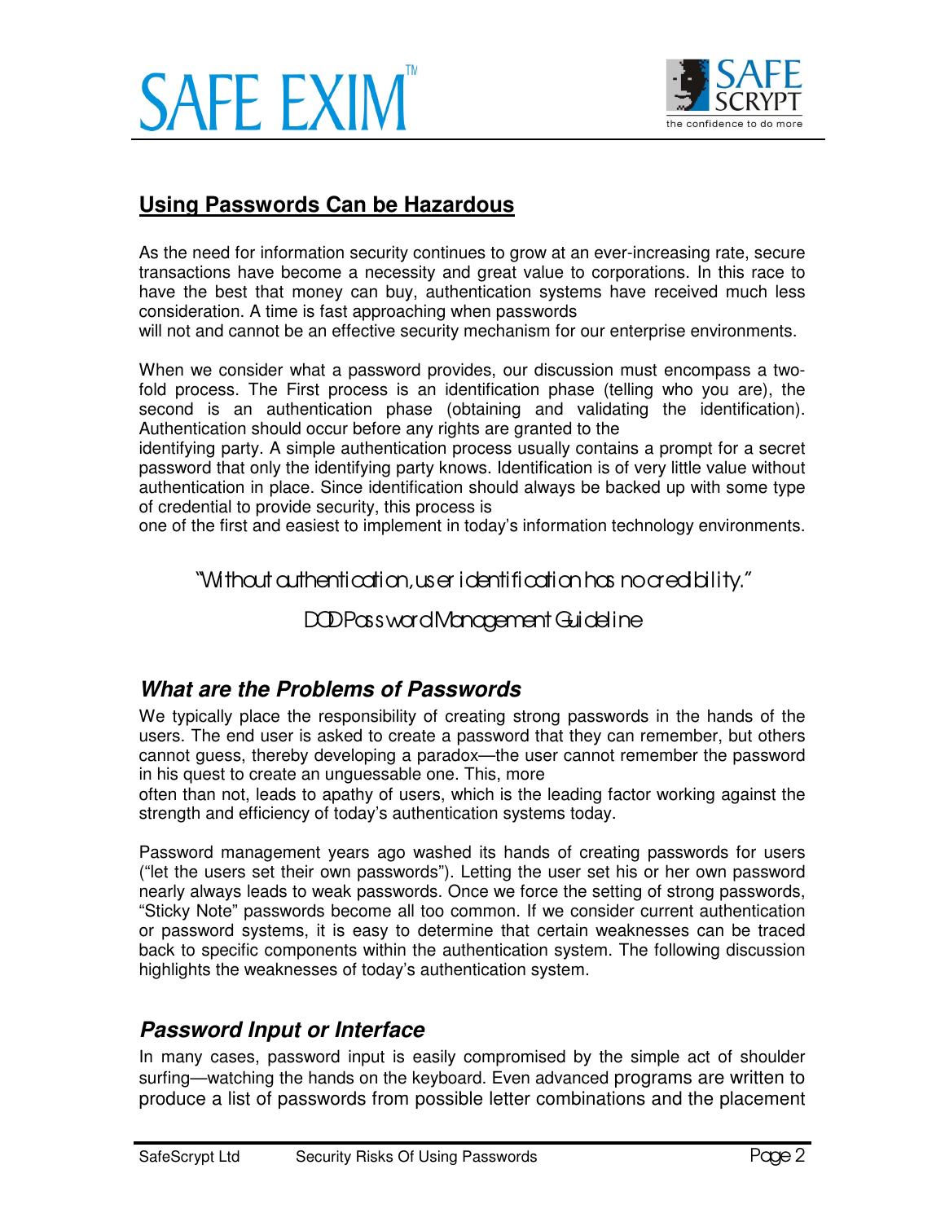## Using Passwords Can be Hazardous

As the need for information security continues to grow at an ever-increasing rate, secure transactions have become a necessity and great value to corporations. In this race to have the best that money can buy, authentication systems have received much less consideration. A time is fast approaching when passwords will not and cannot be an effective security mechanism for our enterprise environments.

When we consider what a password provides, our discussion must encompass a two-fold process. The First process is an identification phase (telling who you are), the second is an authentication phase (obtaining and validating the identification). Authentication should occur before any rights are granted to the identifying party. A simple authentication process usually contains a prompt for a secret password that only the identifying party knows. Identification is of very little value without authentication in place. Since identification should always be backed up with some type of credential to provide security, this process is one of the first and easiest to implement in today's information technology environments.

"Without authentication, user identification has no credibility."

DOD Password Management Guideline

### What are the Problems of Passwords

We typically place the responsibility of creating strong passwords in the hands of the users. The end user is asked to create a password that they can remember, but others cannot guess, thereby developing a paradox—the user cannot remember the password in his quest to create an unguessable one. This, more often than not, leads to apathy of users, which is the leading factor working against the strength and efficiency of today's authentication systems today.

Password management years ago washed its hands of creating passwords for users ("let the users set their own passwords"). Letting the user set his or her own password nearly always leads to weak passwords. Once we force the setting of strong passwords, "Sticky Note" passwords become all too common. If we consider current authentication or password systems, it is easy to determine that certain weaknesses can be traced back to specific components within the authentication system. The following discussion highlights the weaknesses of today's authentication system.

### Password Input or Interface

In many cases, password input is easily compromised by the simple act of shoulder surfing—watching the hands on the keyboard. Even advanced programs are written to produce a list of passwords from possible letter combinations and the placement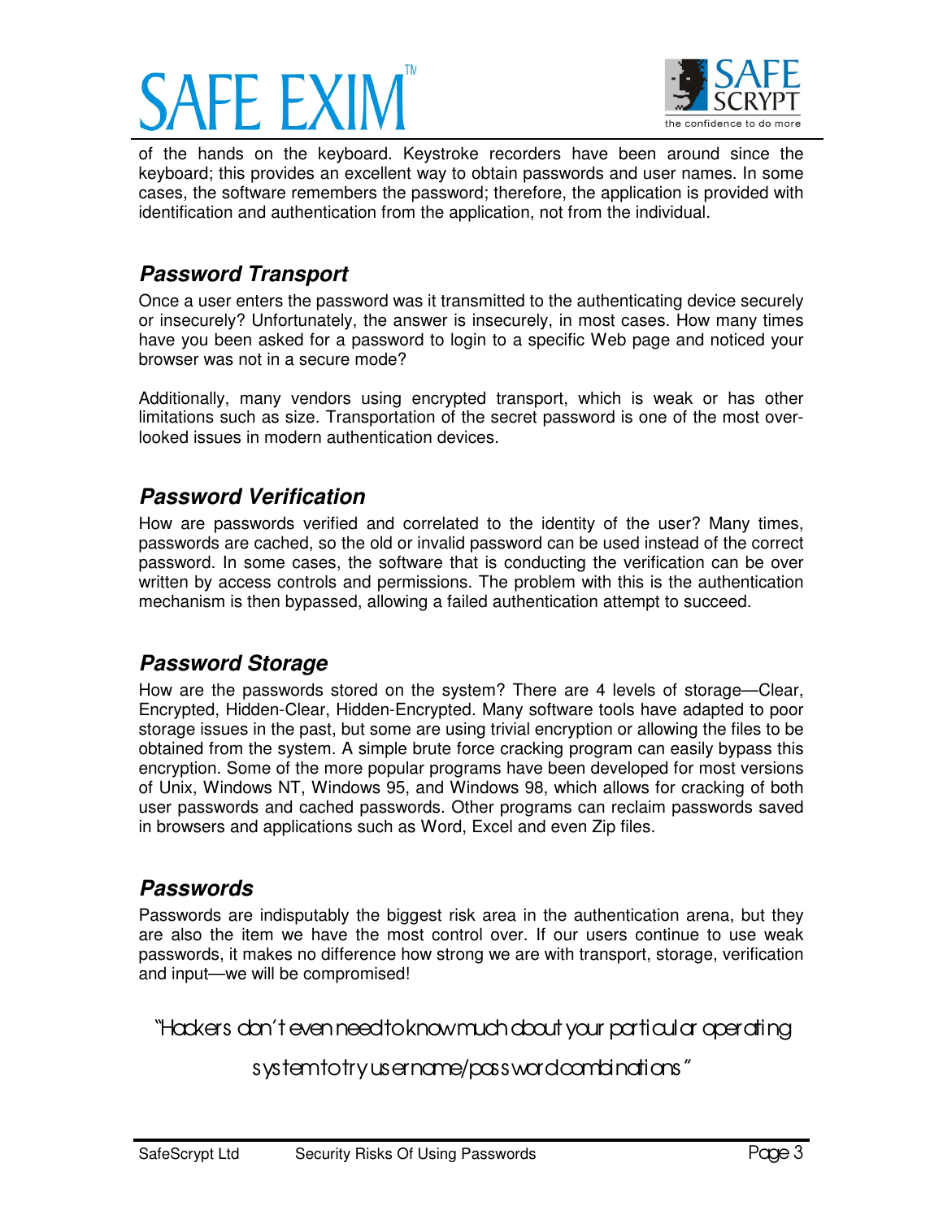of the hands on the keyboard. Keystroke recorders have been around since the keyboard; this provides an excellent way to obtain passwords and user names. In some cases, the software remembers the password; therefore, the application is provided with identification and authentication from the application, not from the individual.

### *Password Transport*

Once a user enters the password was it transmitted to the authenticating device securely or insecurely? Unfortunately, the answer is insecurely, in most cases. How many times have you been asked for a password to login to a specific Web page and noticed your browser was not in a secure mode?

Additionally, many vendors using encrypted transport, which is weak or has other limitations such as size. Transportation of the secret password is one of the most overlooked issues in modern authentication devices.

### *Password Verification*

How are passwords verified and correlated to the identity of the user? Many times, passwords are cached, so the old or invalid password can be used instead of the correct password. In some cases, the software that is conducting the verification can be over written by access controls and permissions. The problem with this is the authentication mechanism is then bypassed, allowing a failed authentication attempt to succeed.

### *Password Storage*

How are the passwords stored on the system? There are 4 levels of storage—Clear, Encrypted, Hidden-Clear, Hidden-Encrypted. Many software tools have adapted to poor storage issues in the past, but some are using trivial encryption or allowing the files to be obtained from the system. A simple brute force cracking program can easily bypass this encryption. Some of the more popular programs have been developed for most versions of Unix, Windows NT, Windows 95, and Windows 98, which allows for cracking of both user passwords and cached passwords. Other programs can reclaim passwords saved in browsers and applications such as Word, Excel and even Zip files.

### *Passwords*

Passwords are indisputably the biggest risk area in the authentication arena, but they are also the item we have the most control over. If our users continue to use weak passwords, it makes no difference how strong we are with transport, storage, verification and input—we will be compromised!

"Hackers don't even need to know much about your particular operating system to try username/password combinations"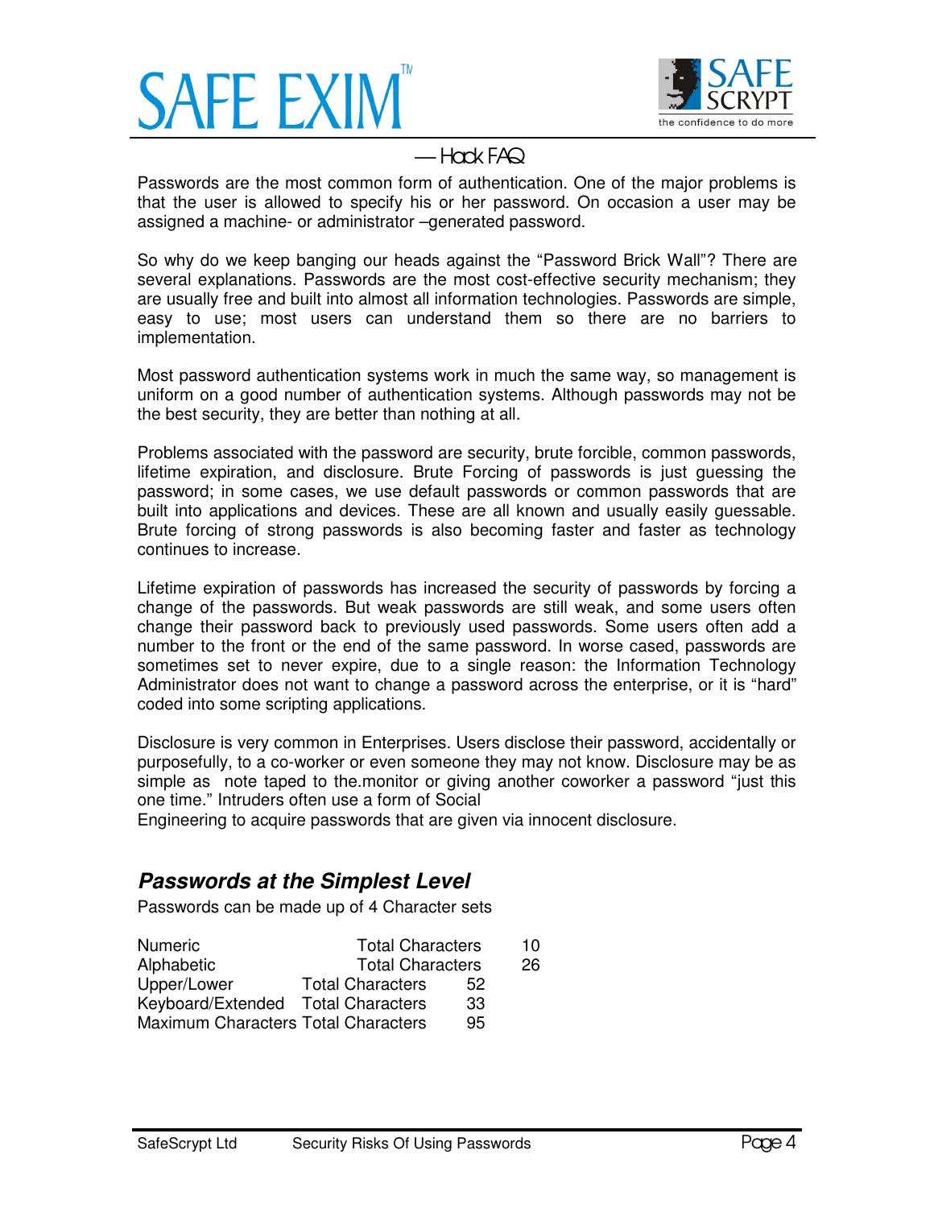— Hack FAQ

Passwords are the most common form of authentication. One of the major problems is that the user is allowed to specify his or her password. On occasion a user may be assigned a machine- or administrator –generated password.

So why do we keep banging our heads against the “Password Brick Wall”? There are several explanations. Passwords are the most cost-effective security mechanism; they are usually free and built into almost all information technologies. Passwords are simple, easy to use; most users can understand them so there are no barriers to implementation.

Most password authentication systems work in much the same way, so management is uniform on a good number of authentication systems. Although passwords may not be the best security, they are better than nothing at all.

Problems associated with the password are security, brute forcible, common passwords, lifetime expiration, and disclosure. Brute Forcing of passwords is just guessing the password; in some cases, we use default passwords or common passwords that are built into applications and devices. These are all known and usually easily guessable. Brute forcing of strong passwords is also becoming faster and faster as technology continues to increase.

Lifetime expiration of passwords has increased the security of passwords by forcing a change of the passwords. But weak passwords are still weak, and some users often change their password back to previously used passwords. Some users often add a number to the front or the end of the same password. In worse cased, passwords are sometimes set to never expire, due to a single reason: the Information Technology Administrator does not want to change a password across the enterprise, or it is “hard” coded into some scripting applications.

Disclosure is very common in Enterprises. Users disclose their password, accidentally or purposefully, to a co-worker or even someone they may not know. Disclosure may be as simple as note taped to the.monitor or giving another coworker a password “just this one time.” Intruders often use a form of Social Engineering to acquire passwords that are given via innocent disclosure.

## *Passwords at the Simplest Level*

Passwords can be made up of 4 Character sets

| Character Set | | Count |
|---|---|---|
| Numeric | Total Characters | 10 |
| Alphabetic | Total Characters | 26 |
| Upper/Lower | Total Characters | 52 |
| Keyboard/Extended | Total Characters | 33 |
| Maximum Characters | Total Characters | 95 |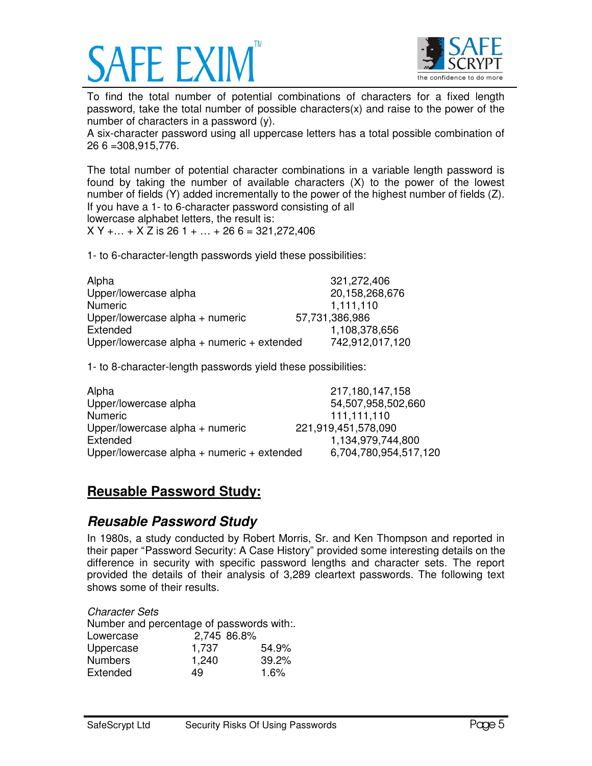To find the total number of potential combinations of characters for a fixed length password, take the total number of possible characters(x) and raise to the power of the number of characters in a password (y).

A six-character password using all uppercase letters has a total possible combination of $26^6$ =308,915,776.

The total number of potential character combinations in a variable length password is found by taking the number of available characters (X) to the power of the lowest number of fields (Y) added incrementally to the power of the highest number of fields (Z). If you have a 1- to 6-character password consisting of all lowercase alphabet letters, the result is:

$X^Y + \ldots + X^Z$ is $26^1 + \ldots + 26^6 = 321{,}272{,}406$

1- to 6-character-length passwords yield these possibilities:

| | |
|---|---|
| Alpha | 321,272,406 |
| Upper/lowercase alpha | 20,158,268,676 |
| Numeric | 1,111,110 |
| Upper/lowercase alpha + numeric | 57,731,386,986 |
| Extended | 1,108,378,656 |
| Upper/lowercase alpha + numeric + extended | 742,912,017,120 |

1- to 8-character-length passwords yield these possibilities:

| | |
|---|---|
| Alpha | 217,180,147,158 |
| Upper/lowercase alpha | 54,507,958,502,660 |
| Numeric | 111,111,110 |
| Upper/lowercase alpha + numeric | 221,919,451,578,090 |
| Extended | 1,134,979,744,800 |
| Upper/lowercase alpha + numeric + extended | 6,704,780,954,517,120 |

## Reusable Password Study:

### *Reusable Password Study*

In 1980s, a study conducted by Robert Morris, Sr. and Ken Thompson and reported in their paper "Password Security: A Case History" provided some interesting details on the difference in security with specific password lengths and character sets. The report provided the details of their analysis of 3,289 cleartext passwords. The following text shows some of their results.

*Character Sets*

Number and percentage of passwords with:.

| | | |
|---|---|---|
| Lowercase | 2,745 | 86.8% |
| Uppercase | 1,737 | 54.9% |
| Numbers | 1,240 | 39.2% |
| Extended | 49 | 1.6% |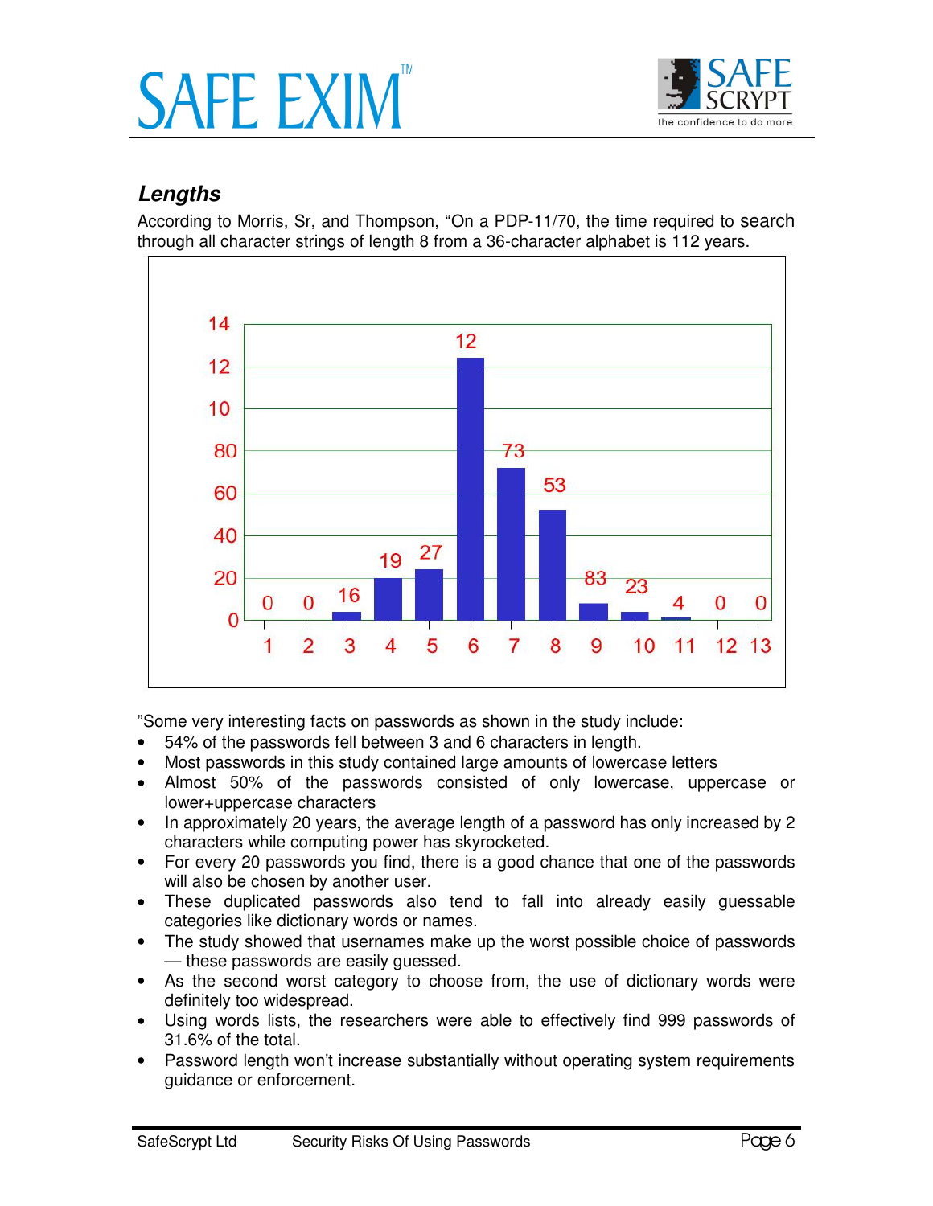## *Lengths*

According to Morris, Sr, and Thompson, "On a PDP-11/70, the time required to search through all character strings of length 8 from a 36-character alphabet is 112 years.

| Length | 1 | 2 | 3 | 4 | 5 | 6 | 7 | 8 | 9 | 10 | 11 | 12 | 13 |
|---|---|---|---|---|---|---|---|---|---|---|---|---|---|
| Value | 0 | 0 | 16 | 19 | 27 | 12 | 73 | 53 | 83 | 23 | 4 | 0 | 0 |

"Some very interesting facts on passwords as shown in the study include:

- 54% of the passwords fell between 3 and 6 characters in length.
- Most passwords in this study contained large amounts of lowercase letters
- Almost 50% of the passwords consisted of only lowercase, uppercase or lower+uppercase characters
- In approximately 20 years, the average length of a password has only increased by 2 characters while computing power has skyrocketed.
- For every 20 passwords you find, there is a good chance that one of the passwords will also be chosen by another user.
- These duplicated passwords also tend to fall into already easily guessable categories like dictionary words or names.
- The study showed that usernames make up the worst possible choice of passwords — these passwords are easily guessed.
- As the second worst category to choose from, the use of dictionary words were definitely too widespread.
- Using words lists, the researchers were able to effectively find 999 passwords of 31.6% of the total.
- Password length won't increase substantially without operating system requirements guidance or enforcement.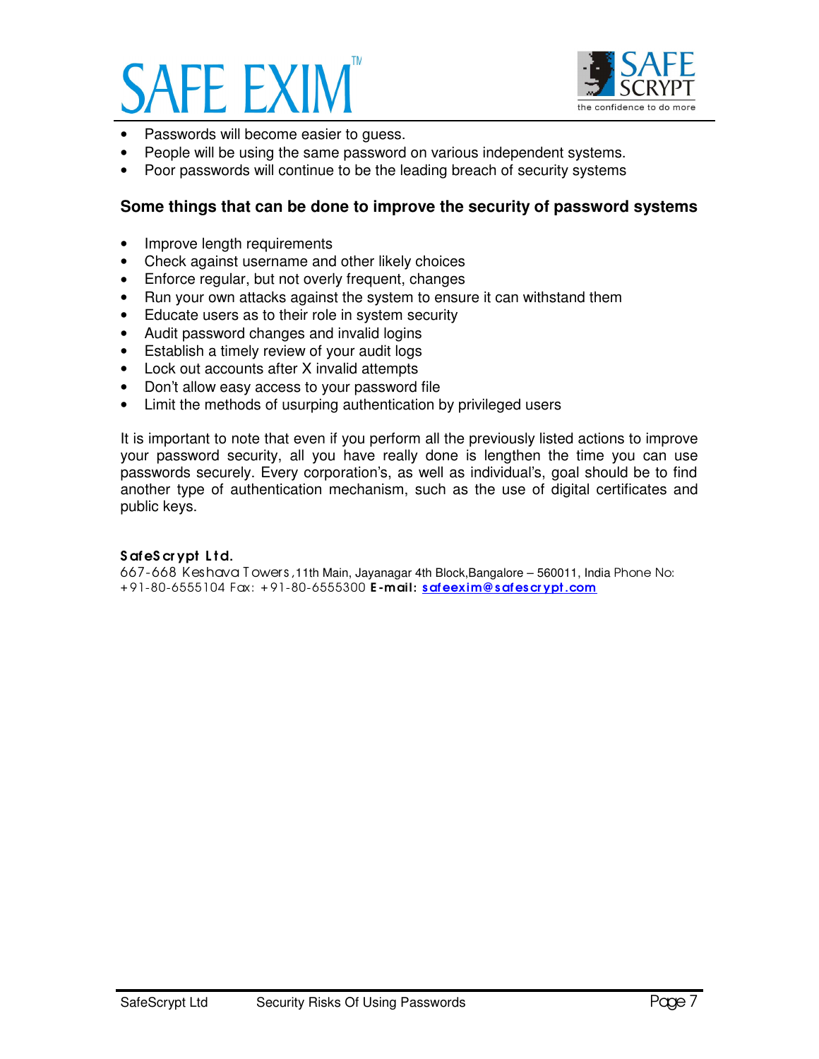- Passwords will become easier to guess.
- People will be using the same password on various independent systems.
- Poor passwords will continue to be the leading breach of security systems

### Some things that can be done to improve the security of password systems

- Improve length requirements
- Check against username and other likely choices
- Enforce regular, but not overly frequent, changes
- Run your own attacks against the system to ensure it can withstand them
- Educate users as to their role in system security
- Audit password changes and invalid logins
- Establish a timely review of your audit logs
- Lock out accounts after X invalid attempts
- Don't allow easy access to your password file
- Limit the methods of usurping authentication by privileged users

It is important to note that even if you perform all the previously listed actions to improve your password security, all you have really done is lengthen the time you can use passwords securely. Every corporation's, as well as individual's, goal should be to find another type of authentication mechanism, such as the use of digital certificates and public keys.

**SafeScrypt Ltd.**
667-668 Keshava Towers ,11th Main, Jayanagar 4th Block,Bangalore – 560011, India Phone No: +91-80-6555104 Fax: +91-80-6555300 **E-mail:** safeexim@safescrypt.com